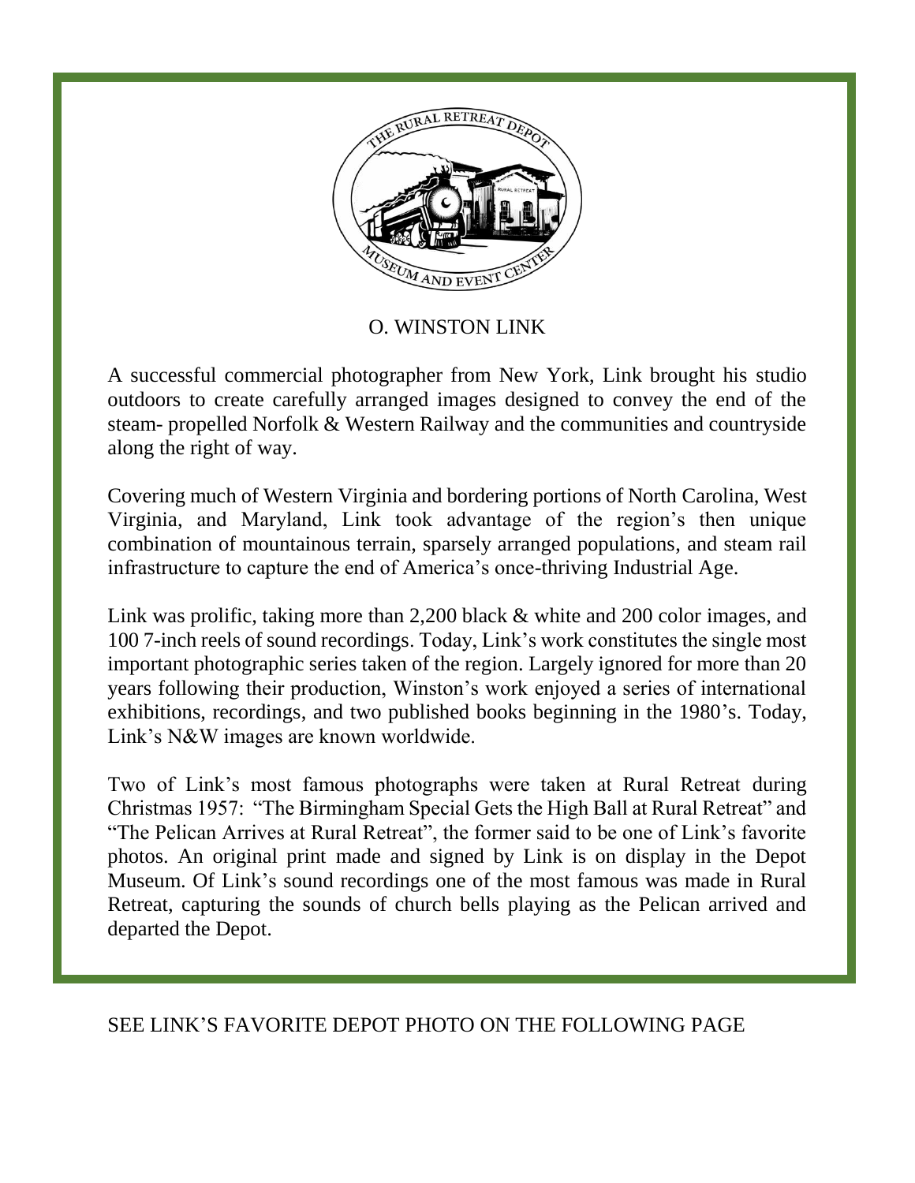# O. WINSTON LINK

A successful commercial photographer from New York, Link brought his studio outdoors to create carefully arranged images designed to convey the end of the steam- propelled Norfolk & Western Railway and the communities and countryside along the right of way.

Covering much of Western Virginia and bordering portions of North Carolina, West Virginia, and Maryland, Link took advantage of the region's then unique combination of mountainous terrain, sparsely arranged populations, and steam rail infrastructure to capture the end of America's once-thriving Industrial Age.

Link was prolific, taking more than 2,200 black & white and 200 color images, and 100 7-inch reels of sound recordings. Today, Link's work constitutes the single most important photographic series taken of the region. Largely ignored for more than 20 years following their production, Winston's work enjoyed a series of international exhibitions, recordings, and two published books beginning in the 1980's. Today, Link's N&W images are known worldwide.

Two of Link's most famous photographs were taken at Rural Retreat during Christmas 1957: "The Birmingham Special Gets the High Ball at Rural Retreat" and "The Pelican Arrives at Rural Retreat", the former said to be one of Link's favorite photos. An original print made and signed by Link is on display in the Depot Museum. Of Link's sound recordings one of the most famous was made in Rural Retreat, capturing the sounds of church bells playing as the Pelican arrived and departed the Depot.

SEE LINK'S FAVORITE DEPOT PHOTO ON THE FOLLOWING PAGE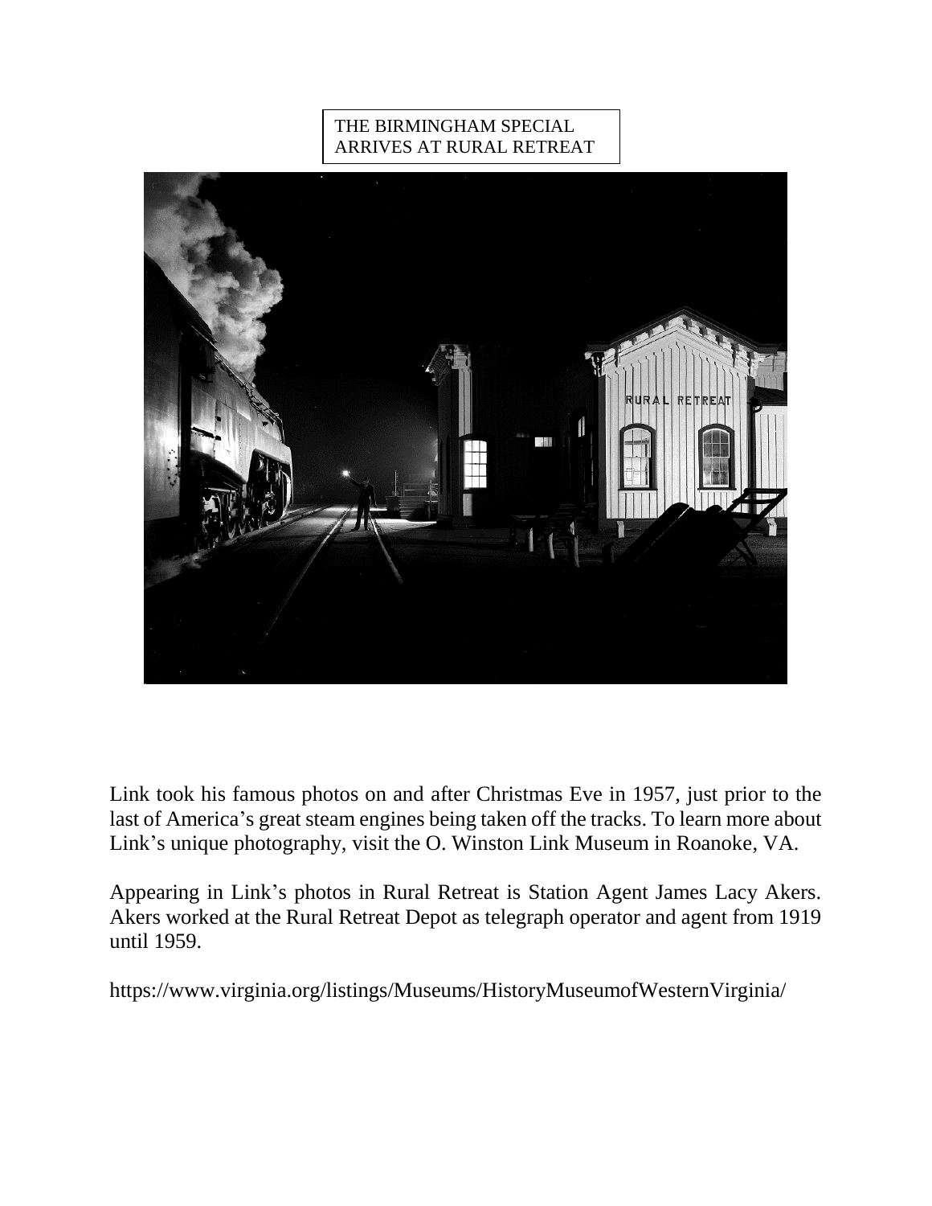THE BIRMINGHAM SPECIAL ARRIVES AT RURAL RETREAT

Link took his famous photos on and after Christmas Eve in 1957, just prior to the last of America's great steam engines being taken off the tracks. To learn more about Link's unique photography, visit the O. Winston Link Museum in Roanoke, VA.

Appearing in Link's photos in Rural Retreat is Station Agent James Lacy Akers. Akers worked at the Rural Retreat Depot as telegraph operator and agent from 1919 until 1959.

https://www.virginia.org/listings/Museums/HistoryMuseumofWesternVirginia/